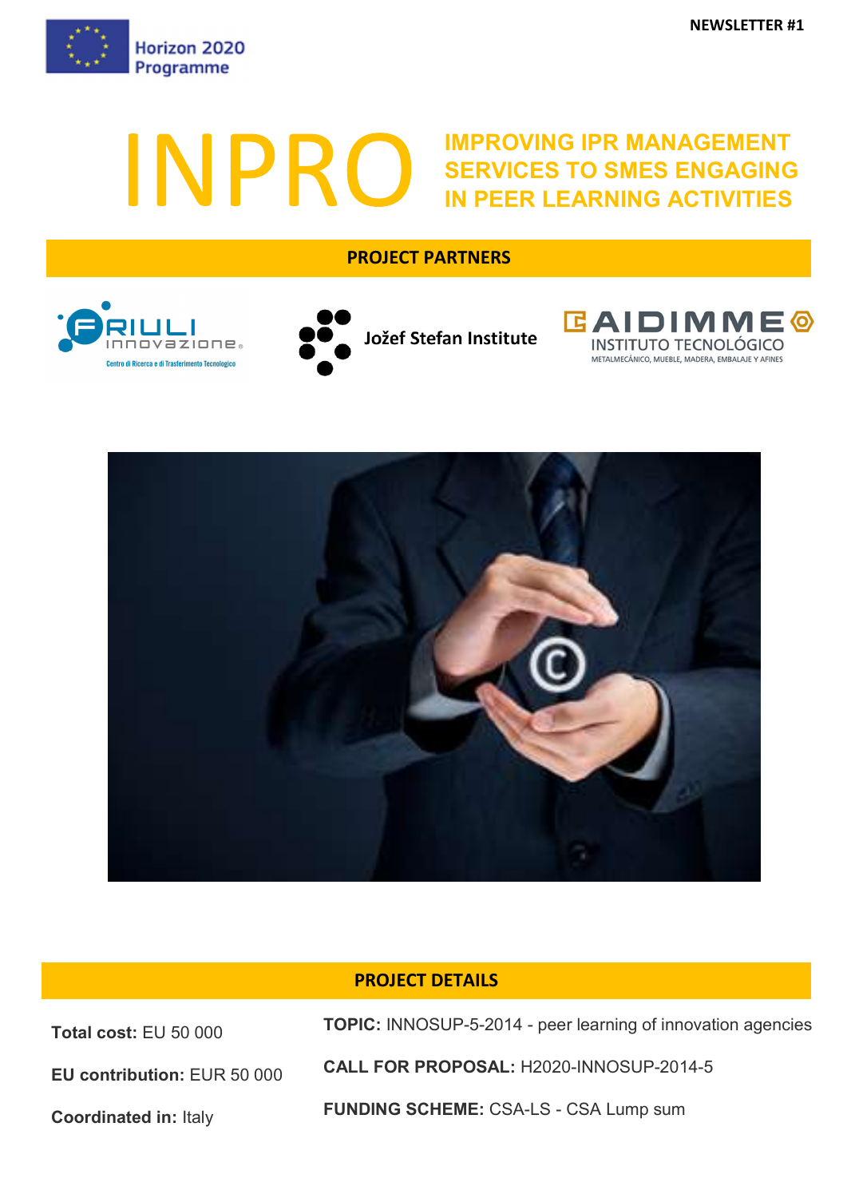NEWSLETTER #1

Horizon 2020 Programme

# INPRO

## IMPROVING IPR MANAGEMENT SERVICES TO SMES ENGAGING IN PEER LEARNING ACTIVITIES

### PROJECT PARTNERS

Friuli Innovazione – Centro di Ricerca e di Trasferimento Tecnologico

Jožef Stefan Institute

AIDIMME Instituto Tecnológico – Metalmecánico, Mueble, Madera, Embalaje y Afines

### PROJECT DETAILS

**Total cost:** EU 50 000

**EU contribution:** EUR 50 000

**Coordinated in:** Italy

**TOPIC:** INNOSUP-5-2014 - peer learning of innovation agencies

**CALL FOR PROPOSAL:** H2020-INNOSUP-2014-5

**FUNDING SCHEME:** CSA-LS - CSA Lump sum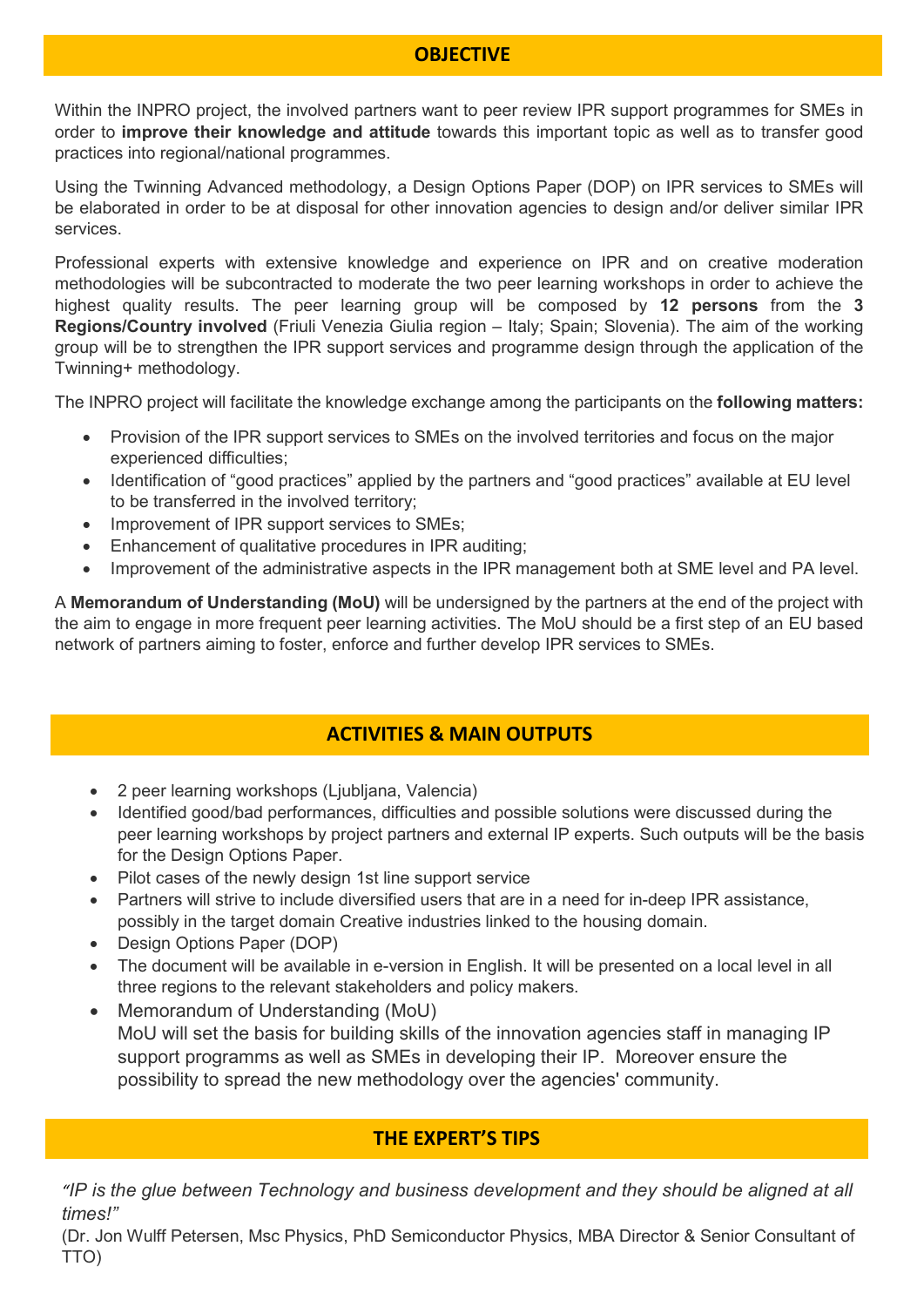## OBJECTIVE

Within the INPRO project, the involved partners want to peer review IPR support programmes for SMEs in order to **improve their knowledge and attitude** towards this important topic as well as to transfer good practices into regional/national programmes.

Using the Twinning Advanced methodology, a Design Options Paper (DOP) on IPR services to SMEs will be elaborated in order to be at disposal for other innovation agencies to design and/or deliver similar IPR services.

Professional experts with extensive knowledge and experience on IPR and on creative moderation methodologies will be subcontracted to moderate the two peer learning workshops in order to achieve the highest quality results. The peer learning group will be composed by **12 persons** from the **3 Regions/Country involved** (Friuli Venezia Giulia region – Italy; Spain; Slovenia). The aim of the working group will be to strengthen the IPR support services and programme design through the application of the Twinning+ methodology.

The INPRO project will facilitate the knowledge exchange among the participants on the **following matters:**

- Provision of the IPR support services to SMEs on the involved territories and focus on the major experienced difficulties;
- Identification of "good practices" applied by the partners and "good practices" available at EU level to be transferred in the involved territory;
- Improvement of IPR support services to SMEs;
- Enhancement of qualitative procedures in IPR auditing;
- Improvement of the administrative aspects in the IPR management both at SME level and PA level.

A **Memorandum of Understanding (MoU)** will be undersigned by the partners at the end of the project with the aim to engage in more frequent peer learning activities. The MoU should be a first step of an EU based network of partners aiming to foster, enforce and further develop IPR services to SMEs.

## ACTIVITIES & MAIN OUTPUTS

- 2 peer learning workshops (Ljubljana, Valencia)
- Identified good/bad performances, difficulties and possible solutions were discussed during the peer learning workshops by project partners and external IP experts. Such outputs will be the basis for the Design Options Paper.
- Pilot cases of the newly design 1st line support service
- Partners will strive to include diversified users that are in a need for in-deep IPR assistance, possibly in the target domain Creative industries linked to the housing domain.
- Design Options Paper (DOP)
- The document will be available in e-version in English. It will be presented on a local level in all three regions to the relevant stakeholders and policy makers.
- Memorandum of Understanding (MoU)
  MoU will set the basis for building skills of the innovation agencies staff in managing IP support programms as well as SMEs in developing their IP. Moreover ensure the possibility to spread the new methodology over the agencies' community.

## THE EXPERT'S TIPS

*"IP is the glue between Technology and business development and they should be aligned at all times!"*

(Dr. Jon Wulff Petersen, Msc Physics, PhD Semiconductor Physics, MBA Director & Senior Consultant of TTO)